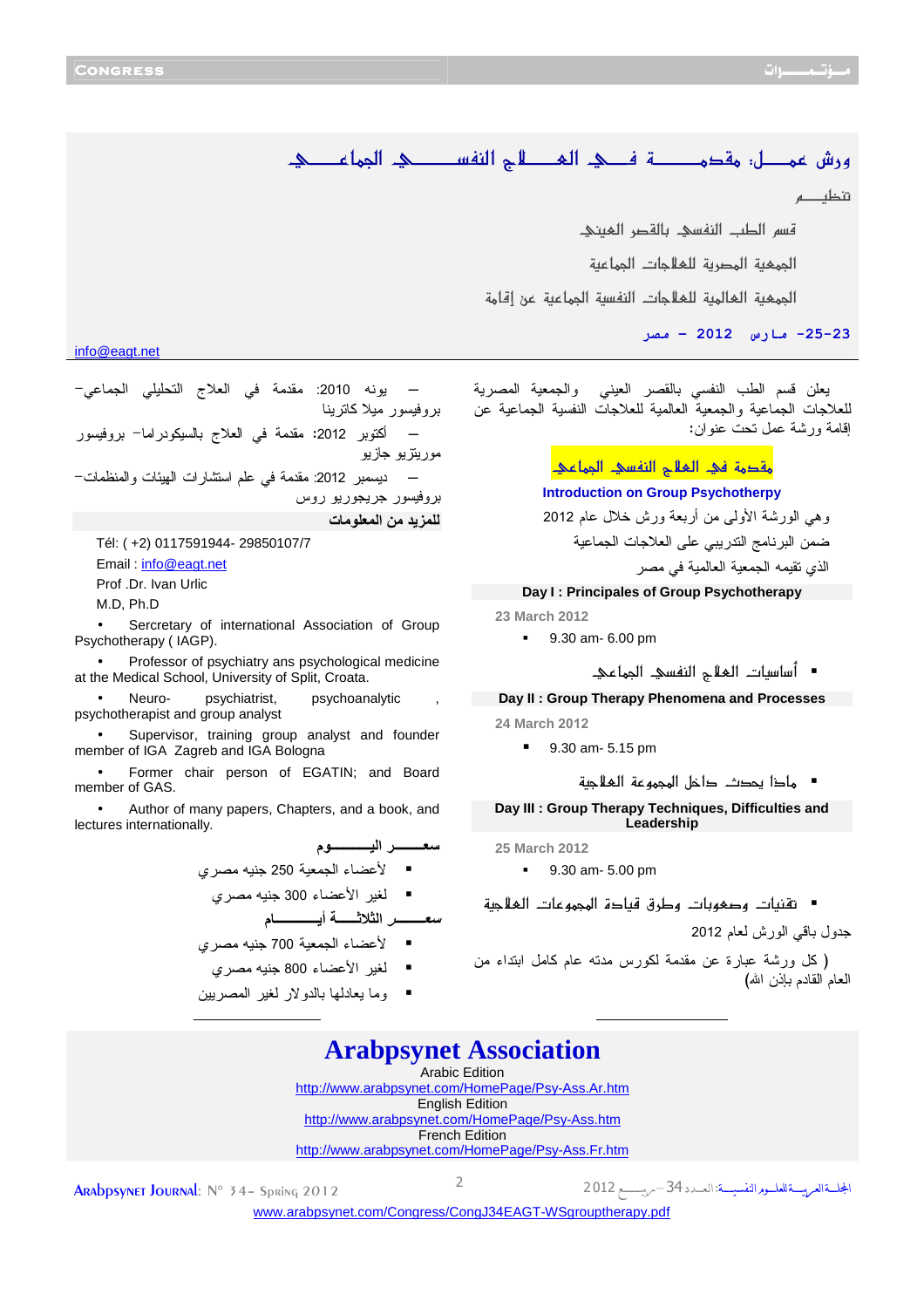# ورش عمـــل: مقدمـــــة فـــي العـــــلاج النفســـــي الجماعـــــي

تنظيـــــم

قسم الطـب النفسـي بالقصـر العينـي

الجمعية المصرية للعلاجات الجماعية

الجمعية العالمية للعلاجات النفسية الجماعية عن إقامة

23-25 مـارس 2012 – مصر

info@eagt.net

يعلن قسم الطب النفسي بالقصر العيني والجمعية المصرية للعلاجات الجماعية والجمعية العالمية للعلاجات النفسية الجماعية عن إقامة ورشة عمل تحت عنوان:

## مقدمة في العلاج النفسي الجماعي

**Introduction on Group Psychotherapy**

وهي الورشة الأولى من أربعة ورش خلال عام 2012 ضمن البرنامج التدريبي على العلاجات الجماعية الذي تقيمه الجمعية العالمية في مصر

### Day I : Principles of Group Psychotherapy

23 March 2012

- 9.30 am- 6.00 pm

- أساسيات العلاج النفسي الجماعي

### Day II : Group Therapy Phenomena and Processes

24 March 2012

- 9.30 am- 5.15 pm

- ماذا يحدث داخل المجموعة العلاجية

### Day III : Group Therapy Techniques, Difficulties and Leadership

25 March 2012

- 9.30 am- 5.00 pm

- تقنيات وصعوبات وطرق قيادة المجموعات العلاجية

جدول باقي الورش لعام 2012

(كل ورشة عبارة عن مقدمة لكورس مدته عام كامل ابتداء من العام القادم بإذن الله)

– يونيه 2010: مقدمة في العلاج التحليلي الجماعي- بروفيسور ميلا كاترينا

– أكتوبر 2012: مقدمة في العلاج بالسيكودراما- بروفيسور موريتزيو جازيو

– ديسمبر 2012: مقدمة في علم استشارات الهيئات والمنظمات- بروفيسور جريجوريو روس

**للمزيد من المعلومات**

Tél: ( +2) 0117591944- 29850107/7

Email : info@eagt.net

Prof .Dr. Ivan Urlic

M.D, Ph.D

- Secretary of international Association of Group Psychotherapy ( IAGP).
- Professor of psychiatry ans psychological medicine at the Medical School, University of Split, Croata.
- Neuro- psychiatrist, psychoanalytic , psychotherapist and group analyst
- Supervisor, training group analyst and founder member of IGA Zagreb and IGA Bologna
- Former chair person of EGATIN; and Board member of GAS.
- Author of many papers, Chapters, and a book, and lectures internationally.

**سعـــــر اليـــــــوم**

- لأعضاء الجمعية 250 جنيه مصري
- لغير الأعضاء 300 جنيه مصري

**سعـــــر الثلاثـــة أيـــــــام**

- لأعضاء الجمعية 700 جنيه مصري
- لغير الأعضاء 800 جنيه مصري
- وما يعادلها بالدولار لغير المصريين

## Arabpsynet Association

Arabic Edition
http://www.arabpsynet.com/HomePage/Psy-Ass.Ar.htm
English Edition
http://www.arabpsynet.com/HomePage/Psy-Ass.htm
French Edition
http://www.arabpsynet.com/HomePage/Psy-Ass.Fr.htm

www.arabpsynet.com/Congress/CongJ34EAGT-WSgrouptherapy.pdf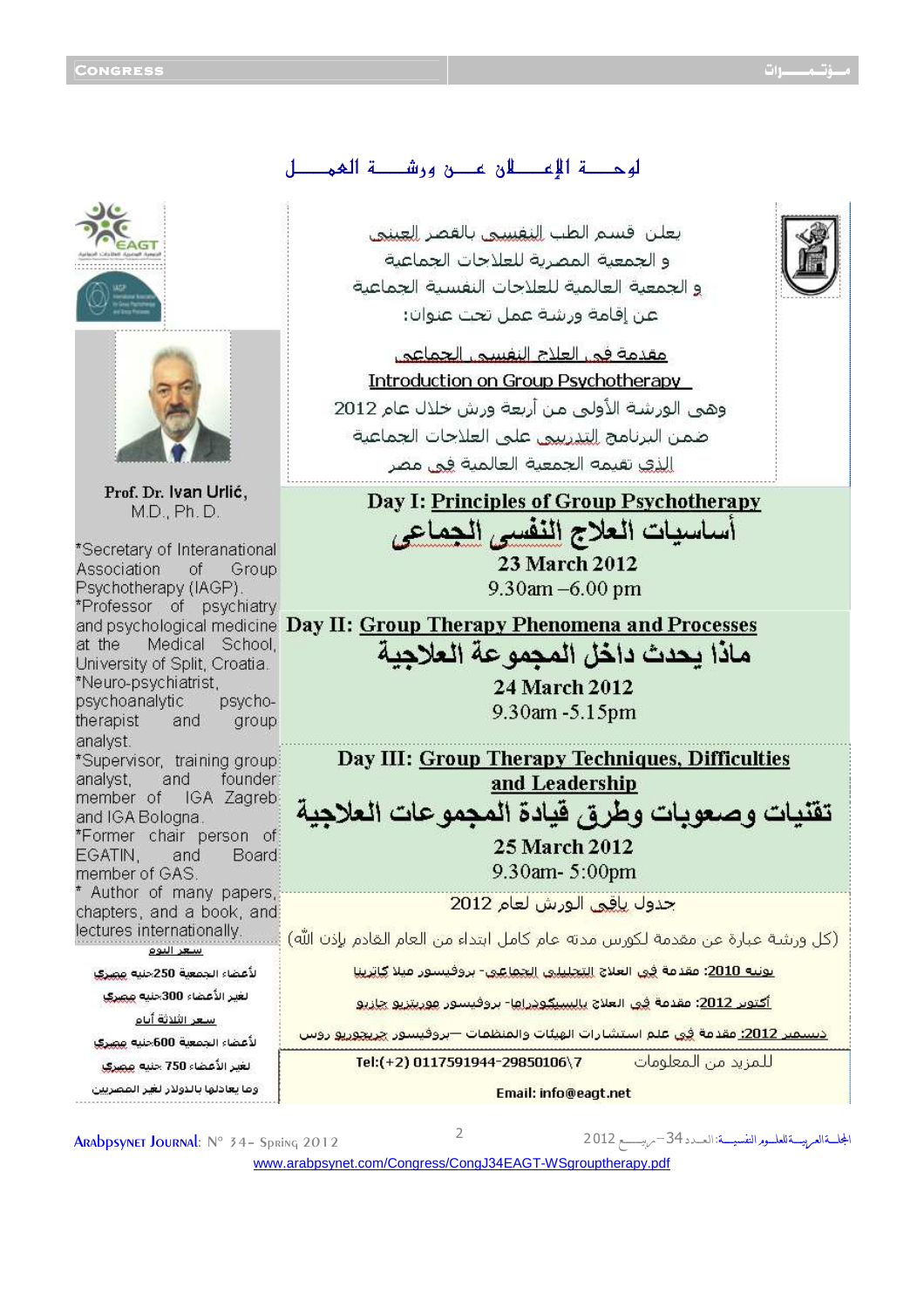# لوحـــة الإعـــلان عـــن ورشـــة العمـــل

يعلن قسم الطب النفسى بالقصر العينى
و الجمعية المصرية للعلاجات الجماعية
و الجمعية العالمية للعلاجات النفسية الجماعية
عن إقامة ورشة عمل تحت عنوان:

**مقدمة فى العلاج النفسى الجماعى**

**Introduction on Group Psychotherapy**

وهى الورشة الأولى من أربعة ورش خلال عام 2012
ضمن البرنامج التدريبى على العلاجات الجماعية
الذى تقيمه الجمعية العالمية فى مصر

**Prof. Dr. Ivan Urlić,**
M.D., Ph. D.

*Secretary of Interanational Association of Group Psychotherapy (IAGP).
*Professor of psychiatry and psychological medicine at the Medical School, University of Split, Croatia.
*Neuro-psychiatrist, psychoanalytic psycho-therapist and group analyst.
*Supervisor, training group analyst, and founder member of IGA Zagreb and IGA Bologna.
*Former chair person of EGATIN, and Board member of GAS.
* Author of many papers, chapters, and a book, and lectures internationally.

## Day I: Principles of Group Psychotherapy

## أساسيات العلاج النفسى الجماعى

**23 March 2012**
9.30am –6.00 pm

## Day II: Group Therapy Phenomena and Processes

## ماذا يحدث داخل المجموعة العلاجية

**24 March 2012**
9.30am -5.15pm

## Day III: Group Therapy Techniques, Difficulties and Leadership

## تقنيات وصعوبات وطرق قيادة المجموعات العلاجية

**25 March 2012**
9.30am- 5:00pm

جدول باقى الورش لعام 2012

(كل ورشة عبارة عن مقدمة لكورس مدته عام كامل ابتداء من العام القادم بإذن الله)

يونيه 2010: مقدمة فى العلاج التحليلى الجماعى- بروفيسور ميلا كاترينا

أكتوبر 2012: مقدمة فى العلاج بالسيكودراما- بروفيسور موريتريو جازيو

ديسمبر 2012: مقدمة فى علم استشارات الهيئات والمنظمات –بروفيسور جريجوريو روس

للمزيد من المعلومات Tel:(+2) 0117591944-29850106\7

Email: info@eagt.net

سعر اليوم
لأعضاء الجمعية 250جنيه مصرى
لغير الأعضاء 300جنيه مصرى

سعر الثلاثة أيام
لأعضاء الجمعية 600جنيه مصرى
لغير الأعضاء 750 جنيه مصرى

وما يعادلها بالدولار لغير المصريين

www.arabpsynet.com/Congress/CongJ34EAGT-WSgrouptherapy.pdf